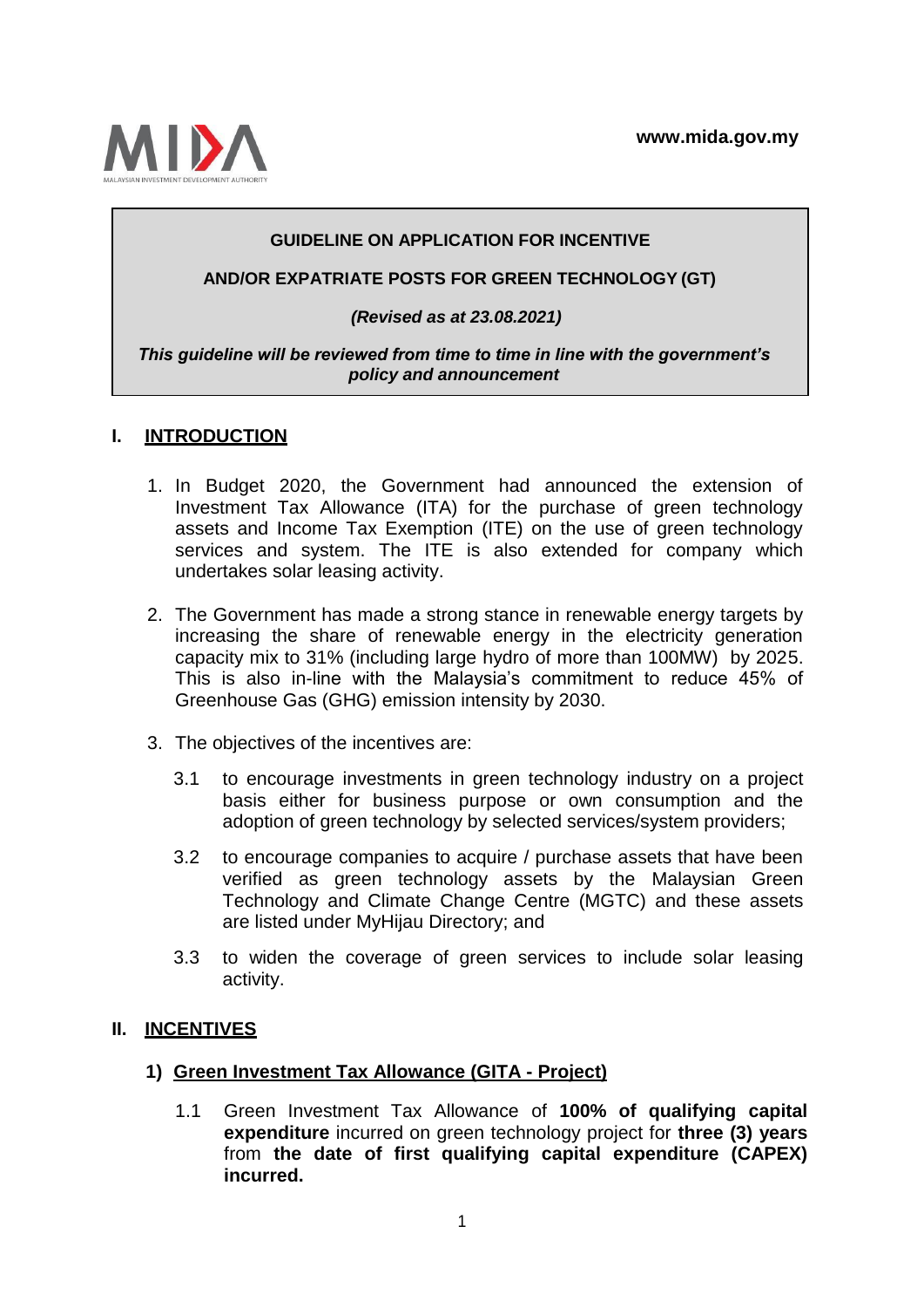**GUIDELINE ON APPLICATION FOR INCENTIVE**

**AND/OR EXPATRIATE POSTS FOR GREEN TECHNOLOGY (GT)**

***(Revised as at 23.08.2021)***

***This guideline will be reviewed from time to time in line with the government's policy and announcement***

## I. INTRODUCTION

1. In Budget 2020, the Government had announced the extension of Investment Tax Allowance (ITA) for the purchase of green technology assets and Income Tax Exemption (ITE) on the use of green technology services and system. The ITE is also extended for company which undertakes solar leasing activity.

2. The Government has made a strong stance in renewable energy targets by increasing the share of renewable energy in the electricity generation capacity mix to 31% (including large hydro of more than 100MW) by 2025. This is also in-line with the Malaysia's commitment to reduce 45% of Greenhouse Gas (GHG) emission intensity by 2030.

3. The objectives of the incentives are:

   3.1 to encourage investments in green technology industry on a project basis either for business purpose or own consumption and the adoption of green technology by selected services/system providers;

   3.2 to encourage companies to acquire / purchase assets that have been verified as green technology assets by the Malaysian Green Technology and Climate Change Centre (MGTC) and these assets are listed under MyHijau Directory; and

   3.3 to widen the coverage of green services to include solar leasing activity.

## II. INCENTIVES

### 1) Green Investment Tax Allowance (GITA - Project)

1.1 Green Investment Tax Allowance of **100% of qualifying capital expenditure** incurred on green technology project for **three (3) years** from **the date of first qualifying capital expenditure (CAPEX) incurred.**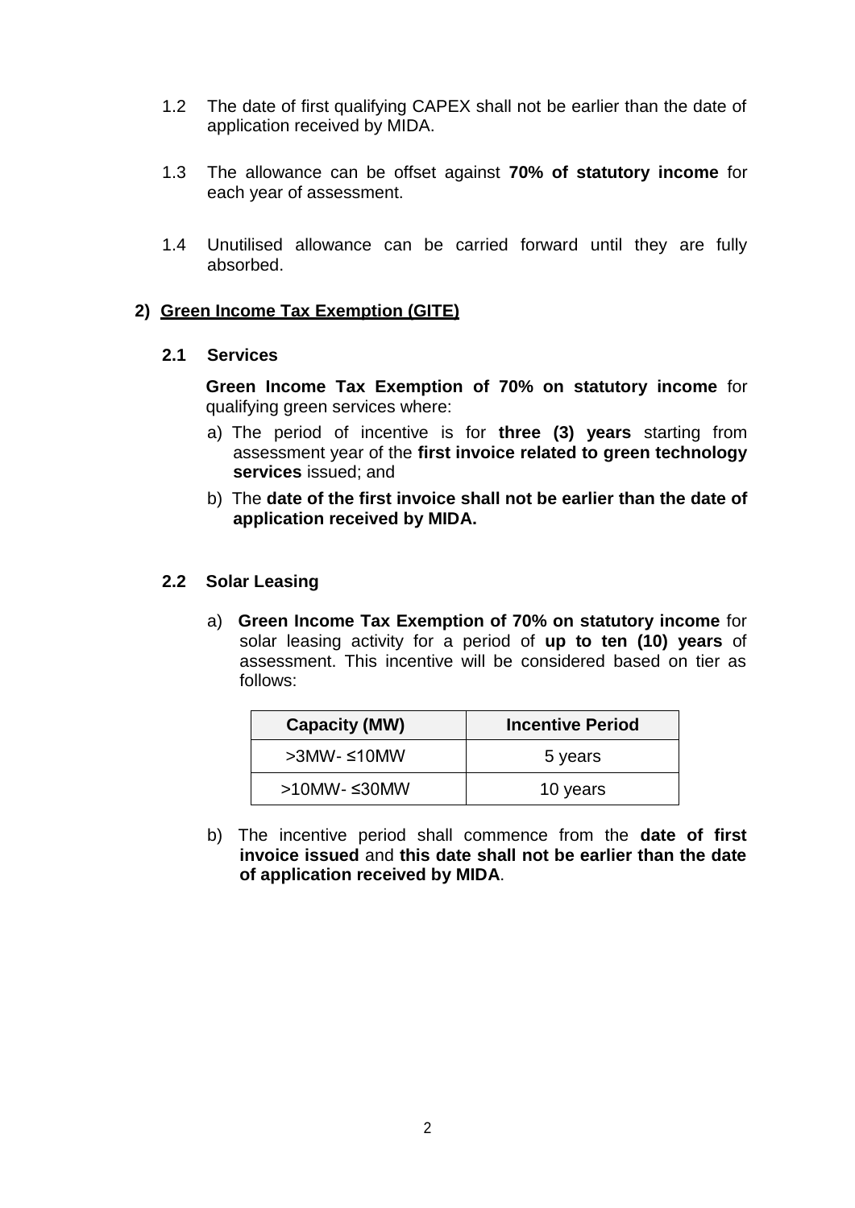1.2 The date of first qualifying CAPEX shall not be earlier than the date of application received by MIDA.

1.3 The allowance can be offset against **70% of statutory income** for each year of assessment.

1.4 Unutilised allowance can be carried forward until they are fully absorbed.

## 2) Green Income Tax Exemption (GITE)

### 2.1 Services

**Green Income Tax Exemption of 70% on statutory income** for qualifying green services where:

a) The period of incentive is for **three (3) years** starting from assessment year of the **first invoice related to green technology services** issued; and

b) The **date of the first invoice shall not be earlier than the date of application received by MIDA.**

### 2.2 Solar Leasing

a) **Green Income Tax Exemption of 70% on statutory income** for solar leasing activity for a period of **up to ten (10) years** of assessment. This incentive will be considered based on tier as follows:

| Capacity (MW) | Incentive Period |
|---|---|
| >3MW- ≤10MW | 5 years |
| >10MW- ≤30MW | 10 years |

b) The incentive period shall commence from the **date of first invoice issued** and **this date shall not be earlier than the date of application received by MIDA**.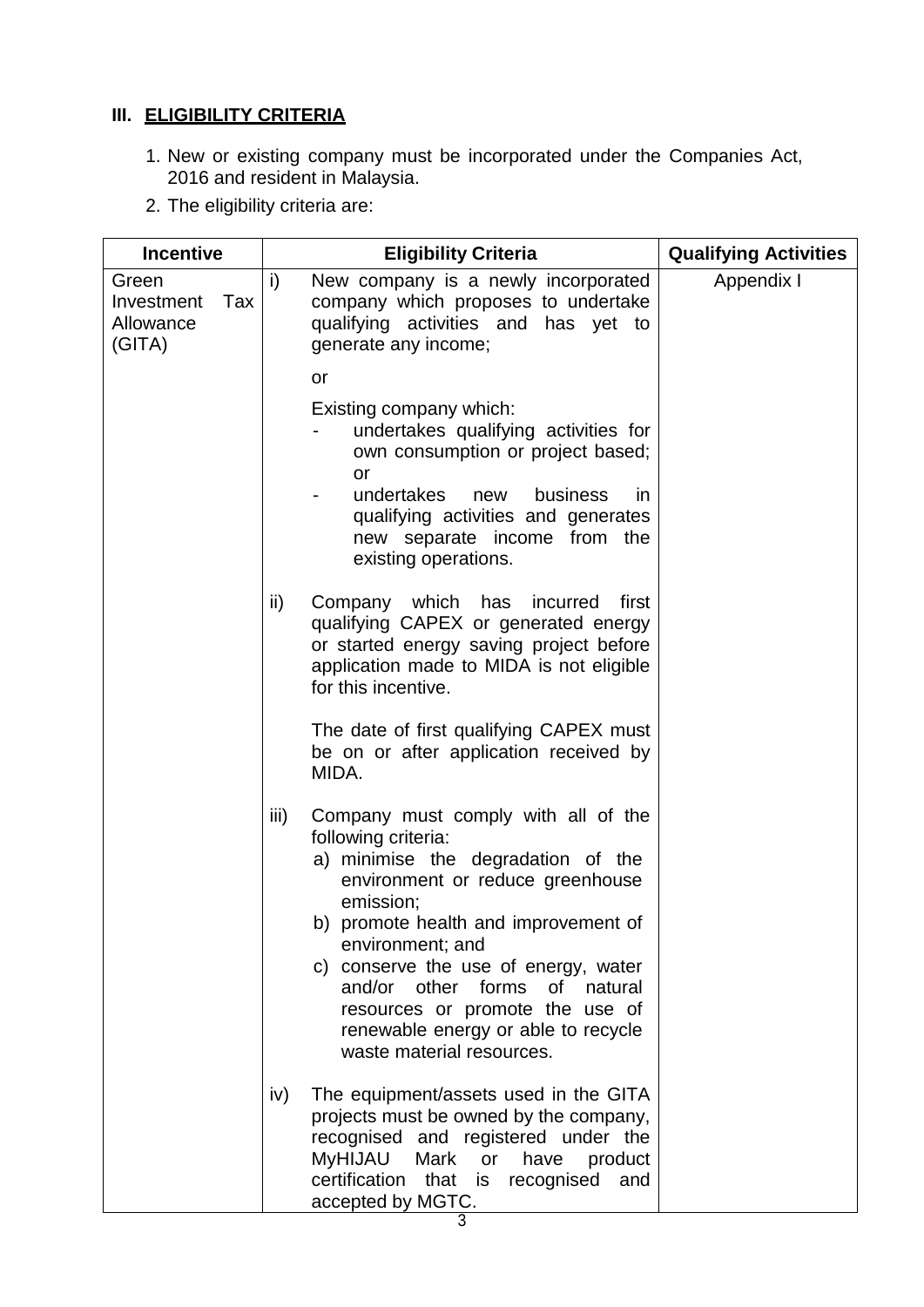## III. ELIGIBILITY CRITERIA

1. New or existing company must be incorporated under the Companies Act, 2016 and resident in Malaysia.
2. The eligibility criteria are:

| Incentive | Eligibility Criteria | Qualifying Activities |
|---|---|---|
| Green Investment Tax Allowance (GITA) | i) New company is a newly incorporated company which proposes to undertake qualifying activities and has yet to generate any income;<br><br>or<br><br>Existing company which:<br>- undertakes qualifying activities for own consumption or project based; or<br>- undertakes new business in qualifying activities and generates new separate income from the existing operations.<br><br>ii) Company which has incurred first qualifying CAPEX or generated energy or started energy saving project before application made to MIDA is not eligible for this incentive.<br><br>The date of first qualifying CAPEX must be on or after application received by MIDA.<br><br>iii) Company must comply with all of the following criteria:<br>a) minimise the degradation of the environment or reduce greenhouse emission;<br>b) promote health and improvement of environment; and<br>c) conserve the use of energy, water and/or other forms of natural resources or promote the use of renewable energy or able to recycle waste material resources.<br><br>iv) The equipment/assets used in the GITA projects must be owned by the company, recognised and registered under the MyHIJAU Mark or have product certification that is recognised and accepted by MGTC. | Appendix I |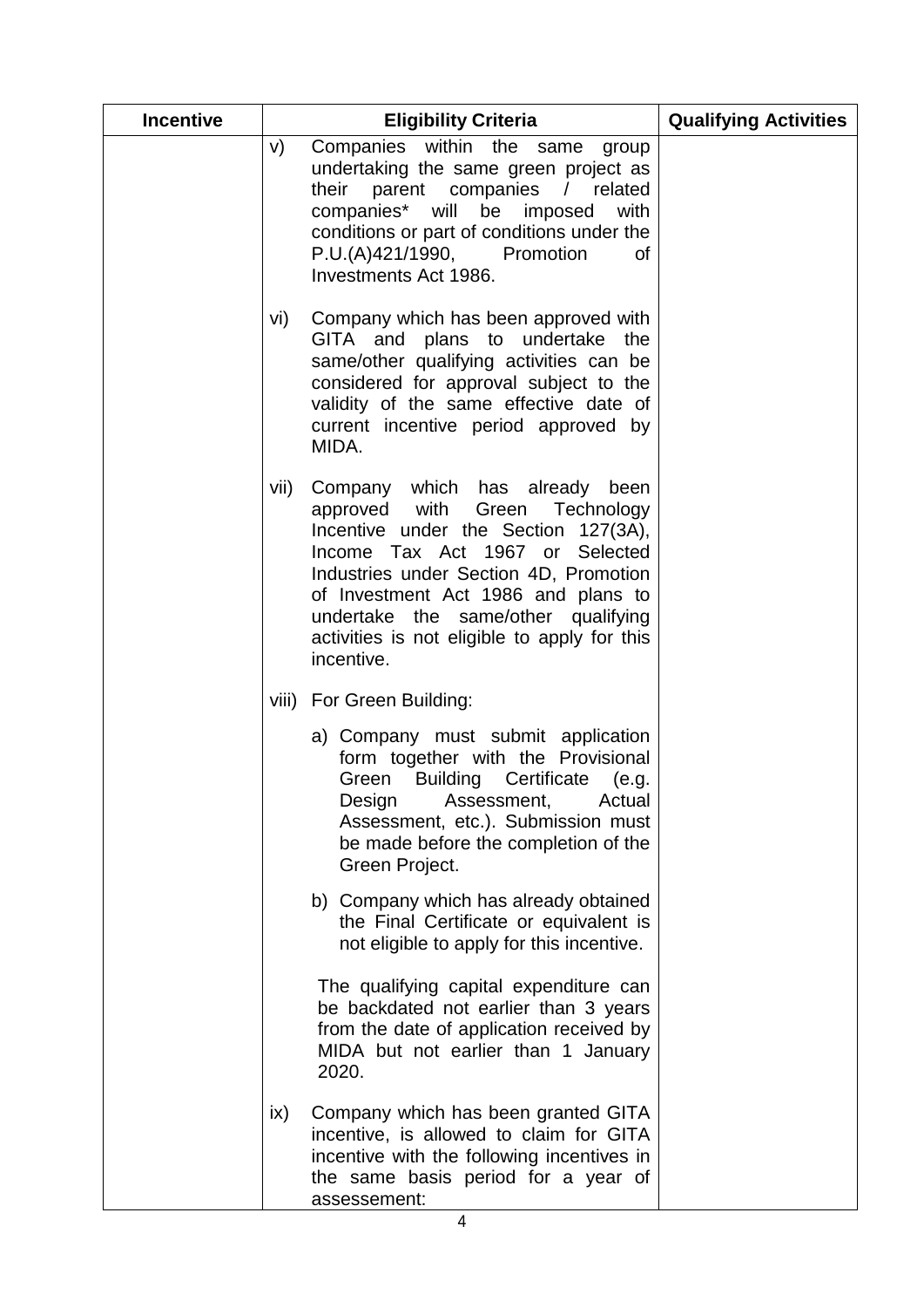| Incentive | Eligibility Criteria | Qualifying Activities |
|---|---|---|
| | v) Companies within the same group undertaking the same green project as their parent companies / related companies* will be imposed with conditions or part of conditions under the P.U.(A)421/1990, Promotion of Investments Act 1986.<br><br>vi) Company which has been approved with GITA and plans to undertake the same/other qualifying activities can be considered for approval subject to the validity of the same effective date of current incentive period approved by MIDA.<br><br>vii) Company which has already been approved with Green Technology Incentive under the Section 127(3A), Income Tax Act 1967 or Selected Industries under Section 4D, Promotion of Investment Act 1986 and plans to undertake the same/other qualifying activities is not eligible to apply for this incentive.<br><br>viii) For Green Building:<br><br>a) Company must submit application form together with the Provisional Green Building Certificate (e.g. Design Assessment, Actual Assessment, etc.). Submission must be made before the completion of the Green Project.<br><br>b) Company which has already obtained the Final Certificate or equivalent is not eligible to apply for this incentive.<br><br>The qualifying capital expenditure can be backdated not earlier than 3 years from the date of application received by MIDA but not earlier than 1 January 2020.<br><br>ix) Company which has been granted GITA incentive, is allowed to claim for GITA incentive with the following incentives in the same basis period for a year of assessement: | |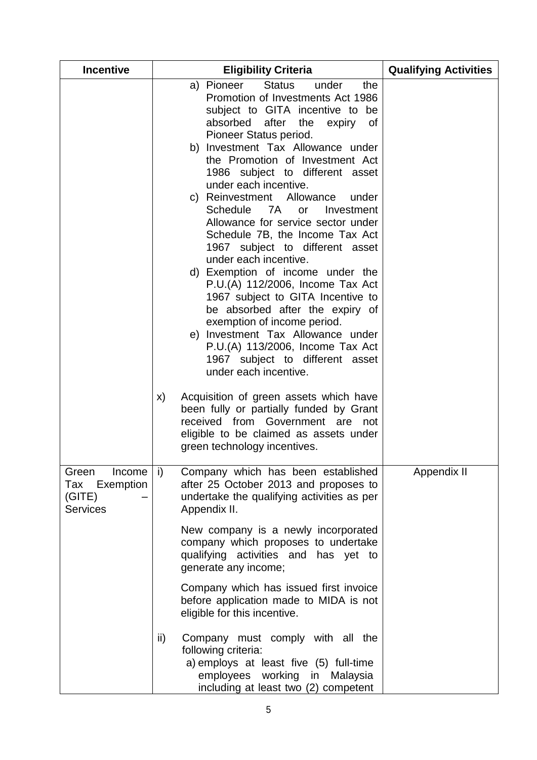| Incentive | Eligibility Criteria | Qualifying Activities |
| --- | --- | --- |
| | a) Pioneer Status under the Promotion of Investments Act 1986 subject to GITA incentive to be absorbed after the expiry of Pioneer Status period.<br>b) Investment Tax Allowance under the Promotion of Investment Act 1986 subject to different asset under each incentive.<br>c) Reinvestment Allowance under Schedule 7A or Investment Allowance for service sector under Schedule 7B, the Income Tax Act 1967 subject to different asset under each incentive.<br>d) Exemption of income under the P.U.(A) 112/2006, Income Tax Act 1967 subject to GITA Incentive to be absorbed after the expiry of exemption of income period.<br>e) Investment Tax Allowance under P.U.(A) 113/2006, Income Tax Act 1967 subject to different asset under each incentive.<br><br>x) Acquisition of green assets which have been fully or partially funded by Grant received from Government are not eligible to be claimed as assets under green technology incentives. | |
| Green Income Tax Exemption (GITE) – Services | i) Company which has been established after 25 October 2013 and proposes to undertake the qualifying activities as per Appendix II.<br><br>New company is a newly incorporated company which proposes to undertake qualifying activities and has yet to generate any income;<br><br>Company which has issued first invoice before application made to MIDA is not eligible for this incentive.<br><br>ii) Company must comply with all the following criteria:<br>a) employs at least five (5) full-time employees working in Malaysia including at least two (2) competent | Appendix II |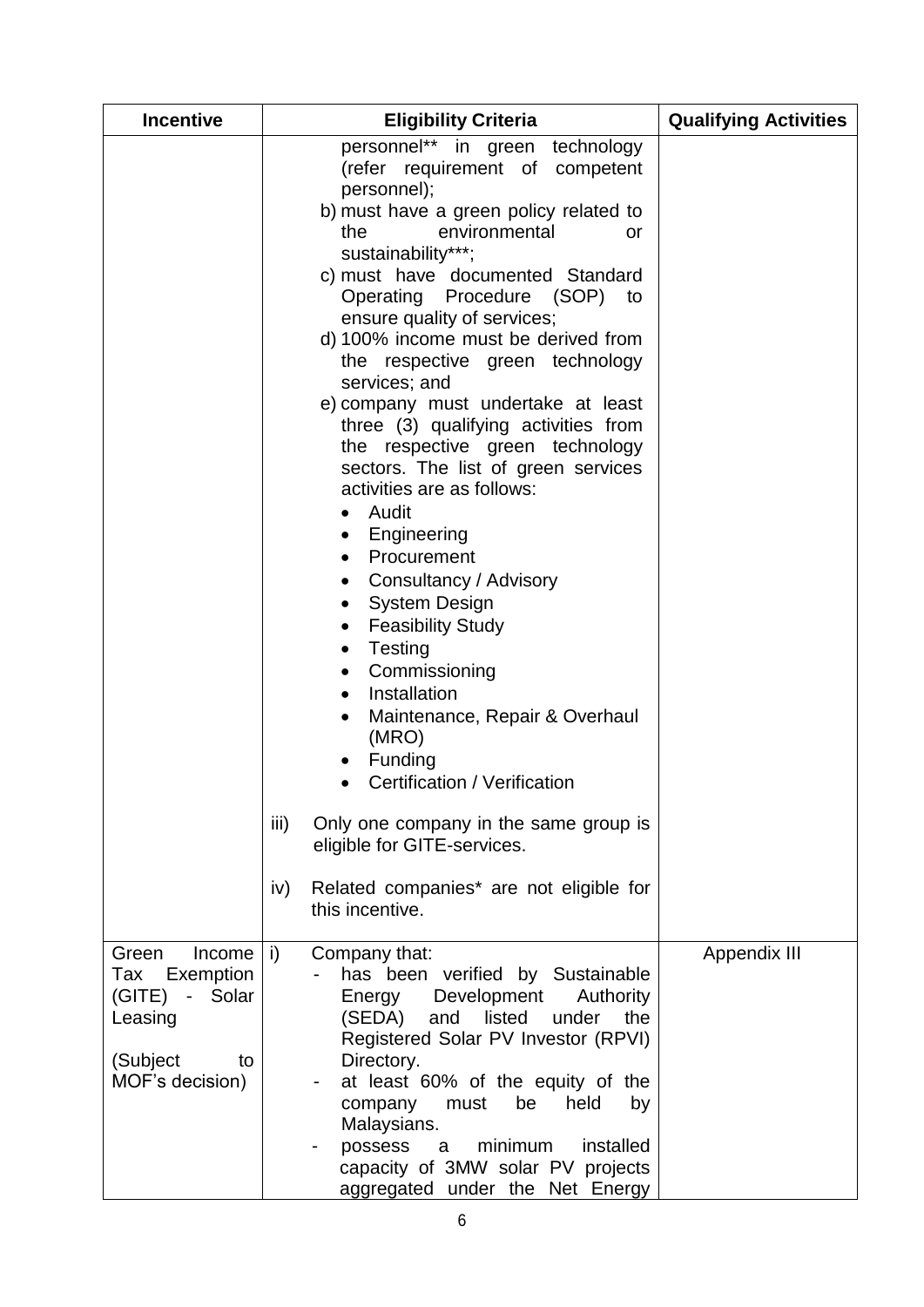| Incentive | Eligibility Criteria | Qualifying Activities |
|---|---|---|
| | personnel** in green technology (refer requirement of competent personnel);<br>b) must have a green policy related to the environmental or sustainability***;<br>c) must have documented Standard Operating Procedure (SOP) to ensure quality of services;<br>d) 100% income must be derived from the respective green technology services; and<br>e) company must undertake at least three (3) qualifying activities from the respective green technology sectors. The list of green services activities are as follows:<br>• Audit<br>• Engineering<br>• Procurement<br>• Consultancy / Advisory<br>• System Design<br>• Feasibility Study<br>• Testing<br>• Commissioning<br>• Installation<br>• Maintenance, Repair & Overhaul (MRO)<br>• Funding<br>• Certification / Verification<br><br>iii) Only one company in the same group is eligible for GITE-services.<br><br>iv) Related companies* are not eligible for this incentive. | |
| Green Income Tax Exemption (GITE) - Solar Leasing<br><br>(Subject to MOF's decision) | i) Company that:<br>- has been verified by Sustainable Energy Development Authority (SEDA) and listed under the Registered Solar PV Investor (RPVI) Directory.<br>- at least 60% of the equity of the company must be held by Malaysians.<br>- possess a minimum installed capacity of 3MW solar PV projects aggregated under the Net Energy | Appendix III |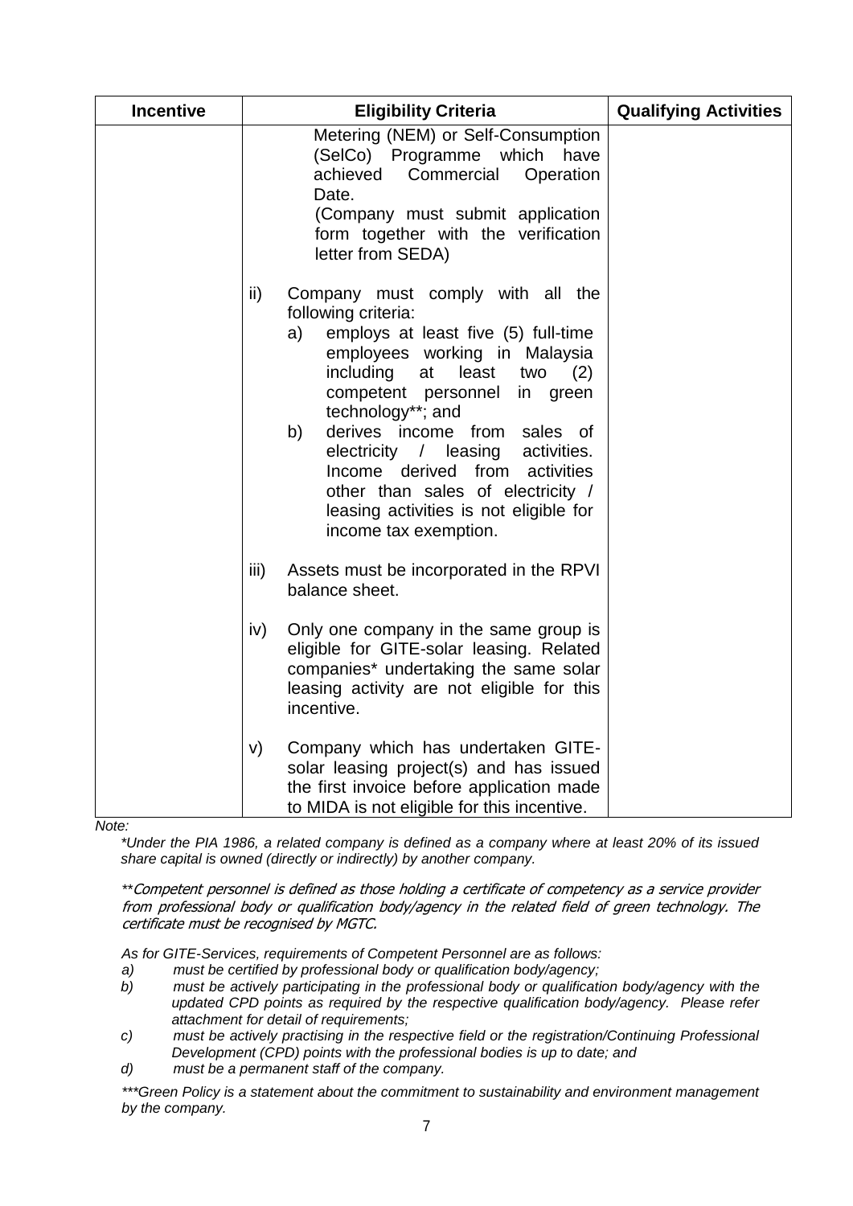| Incentive | Eligibility Criteria | Qualifying Activities |
|---|---|---|
| | Metering (NEM) or Self-Consumption (SelCo) Programme which have achieved Commercial Operation Date.<br>(Company must submit application form together with the verification letter from SEDA)<br><br>ii) Company must comply with all the following criteria:<br>a) employs at least five (5) full-time employees working in Malaysia including at least two (2) competent personnel in green technology**; and<br>b) derives income from sales of electricity / leasing activities. Income derived from activities other than sales of electricity / leasing activities is not eligible for income tax exemption.<br><br>iii) Assets must be incorporated in the RPVI balance sheet.<br><br>iv) Only one company in the same group is eligible for GITE-solar leasing. Related companies* undertaking the same solar leasing activity are not eligible for this incentive.<br><br>v) Company which has undertaken GITE-solar leasing project(s) and has issued the first invoice before application made to MIDA is not eligible for this incentive. | |

*Note:*

*\*Under the PIA 1986, a related company is defined as a company where at least 20% of its issued share capital is owned (directly or indirectly) by another company.*

*\*\*Competent personnel is defined as those holding a certificate of competency as a service provider from professional body or qualification body/agency in the related field of green technology. The certificate must be recognised by MGTC.*

*As for GITE-Services, requirements of Competent Personnel are as follows:*

*a) must be certified by professional body or qualification body/agency;*

*b) must be actively participating in the professional body or qualification body/agency with the updated CPD points as required by the respective qualification body/agency. Please refer attachment for detail of requirements;*

*c) must be actively practising in the respective field or the registration/Continuing Professional Development (CPD) points with the professional bodies is up to date; and*

*d) must be a permanent staff of the company.*

*\*\*\*Green Policy is a statement about the commitment to sustainability and environment management by the company.*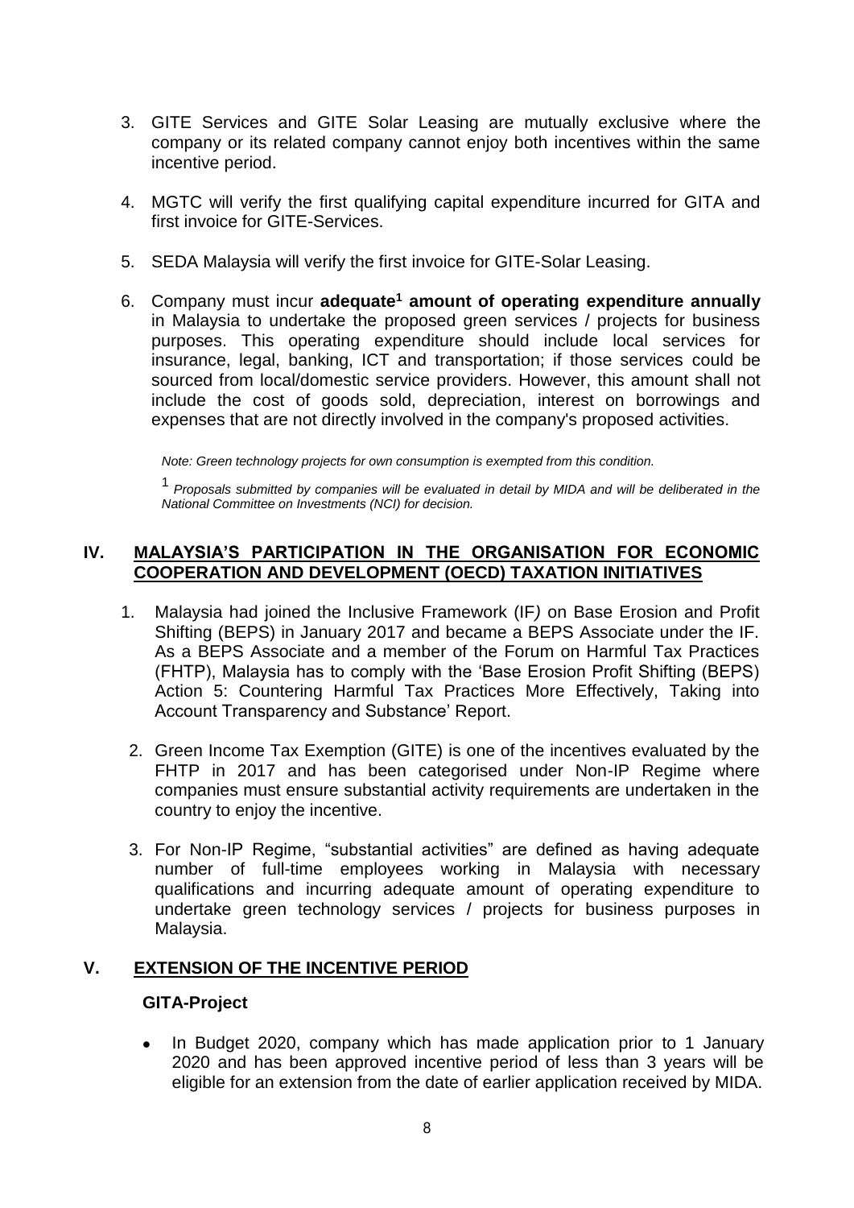3. GITE Services and GITE Solar Leasing are mutually exclusive where the company or its related company cannot enjoy both incentives within the same incentive period.

4. MGTC will verify the first qualifying capital expenditure incurred for GITA and first invoice for GITE-Services.

5. SEDA Malaysia will verify the first invoice for GITE-Solar Leasing.

6. Company must incur **adequate[1] amount of operating expenditure annually** in Malaysia to undertake the proposed green services / projects for business purposes. This operating expenditure should include local services for insurance, legal, banking, ICT and transportation; if those services could be sourced from local/domestic service providers. However, this amount shall not include the cost of goods sold, depreciation, interest on borrowings and expenses that are not directly involved in the company's proposed activities.

*Note: Green technology projects for own consumption is exempted from this condition.*

[1] *Proposals submitted by companies will be evaluated in detail by MIDA and will be deliberated in the National Committee on Investments (NCI) for decision.*

## IV. MALAYSIA'S PARTICIPATION IN THE ORGANISATION FOR ECONOMIC COOPERATION AND DEVELOPMENT (OECD) TAXATION INITIATIVES

1. Malaysia had joined the Inclusive Framework (IF) on Base Erosion and Profit Shifting (BEPS) in January 2017 and became a BEPS Associate under the IF. As a BEPS Associate and a member of the Forum on Harmful Tax Practices (FHTP), Malaysia has to comply with the 'Base Erosion Profit Shifting (BEPS) Action 5: Countering Harmful Tax Practices More Effectively, Taking into Account Transparency and Substance' Report.

2. Green Income Tax Exemption (GITE) is one of the incentives evaluated by the FHTP in 2017 and has been categorised under Non-IP Regime where companies must ensure substantial activity requirements are undertaken in the country to enjoy the incentive.

3. For Non-IP Regime, "substantial activities" are defined as having adequate number of full-time employees working in Malaysia with necessary qualifications and incurring adequate amount of operating expenditure to undertake green technology services / projects for business purposes in Malaysia.

## V. EXTENSION OF THE INCENTIVE PERIOD

### GITA-Project

- In Budget 2020, company which has made application prior to 1 January 2020 and has been approved incentive period of less than 3 years will be eligible for an extension from the date of earlier application received by MIDA.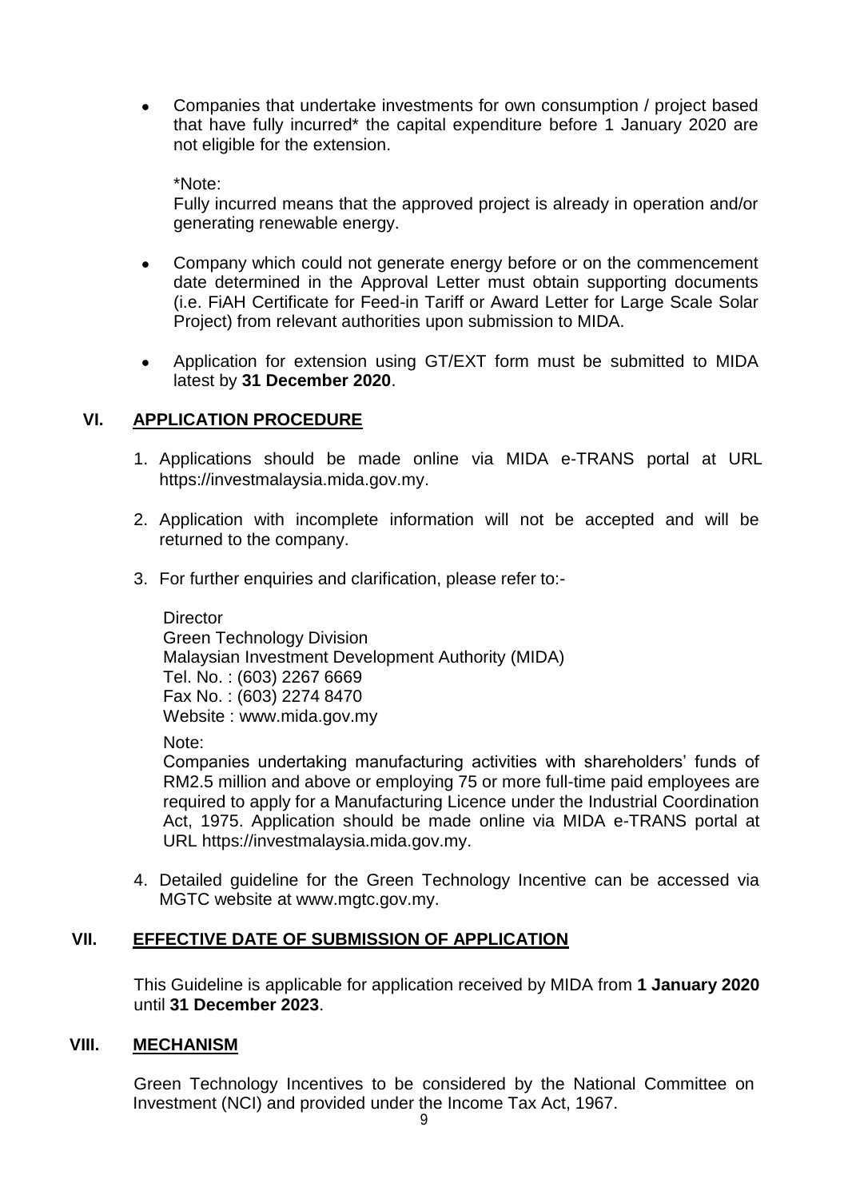- Companies that undertake investments for own consumption / project based that have fully incurred* the capital expenditure before 1 January 2020 are not eligible for the extension.

  *Note:
  Fully incurred means that the approved project is already in operation and/or generating renewable energy.

- Company which could not generate energy before or on the commencement date determined in the Approval Letter must obtain supporting documents (i.e. FiAH Certificate for Feed-in Tariff or Award Letter for Large Scale Solar Project) from relevant authorities upon submission to MIDA.

- Application for extension using GT/EXT form must be submitted to MIDA latest by **31 December 2020**.

## VI. APPLICATION PROCEDURE

1. Applications should be made online via MIDA e-TRANS portal at URL https://investmalaysia.mida.gov.my.

2. Application with incomplete information will not be accepted and will be returned to the company.

3. For further enquiries and clarification, please refer to:-

   Director
   Green Technology Division
   Malaysian Investment Development Authority (MIDA)
   Tel. No. : (603) 2267 6669
   Fax No. : (603) 2274 8470
   Website : www.mida.gov.my

   Note:
   Companies undertaking manufacturing activities with shareholders' funds of RM2.5 million and above or employing 75 or more full-time paid employees are required to apply for a Manufacturing Licence under the Industrial Coordination Act, 1975. Application should be made online via MIDA e-TRANS portal at URL https://investmalaysia.mida.gov.my.

4. Detailed guideline for the Green Technology Incentive can be accessed via MGTC website at www.mgtc.gov.my.

## VII. EFFECTIVE DATE OF SUBMISSION OF APPLICATION

This Guideline is applicable for application received by MIDA from **1 January 2020** until **31 December 2023**.

## VIII. MECHANISM

Green Technology Incentives to be considered by the National Committee on Investment (NCI) and provided under the Income Tax Act, 1967.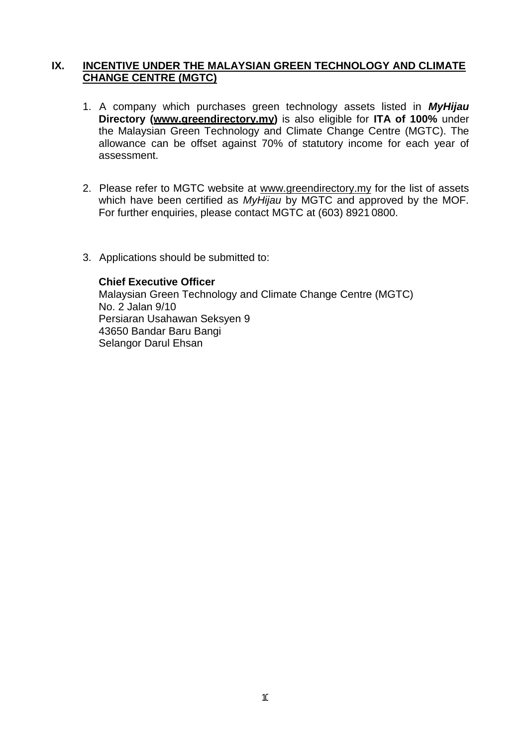## IX. INCENTIVE UNDER THE MALAYSIAN GREEN TECHNOLOGY AND CLIMATE CHANGE CENTRE (MGTC)

1. A company which purchases green technology assets listed in ***MyHijau*** **Directory (www.greendirectory.my)** is also eligible for **ITA of 100%** under the Malaysian Green Technology and Climate Change Centre (MGTC). The allowance can be offset against 70% of statutory income for each year of assessment.

2. Please refer to MGTC website at www.greendirectory.my for the list of assets which have been certified as *MyHijau* by MGTC and approved by the MOF. For further enquiries, please contact MGTC at (603) 8921 0800.

3. Applications should be submitted to:

   **Chief Executive Officer**
   Malaysian Green Technology and Climate Change Centre (MGTC)
   No. 2 Jalan 9/10
   Persiaran Usahawan Seksyen 9
   43650 Bandar Baru Bangi
   Selangor Darul Ehsan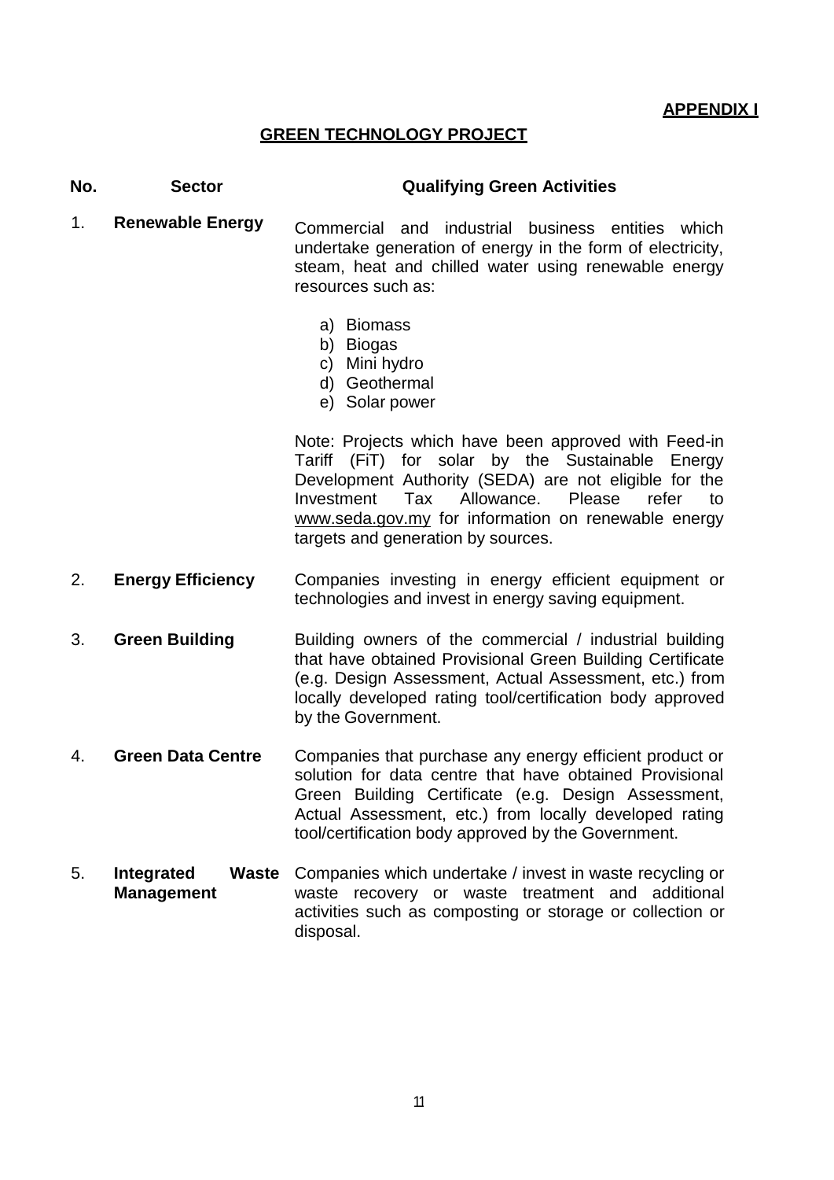**APPENDIX I**

## GREEN TECHNOLOGY PROJECT

| No. | Sector | Qualifying Green Activities |
|---|---|---|
| 1. | **Renewable Energy** | Commercial and industrial business entities which undertake generation of energy in the form of electricity, steam, heat and chilled water using renewable energy resources such as:<br><br>a) Biomass<br>b) Biogas<br>c) Mini hydro<br>d) Geothermal<br>e) Solar power<br><br>Note: Projects which have been approved with Feed-in Tariff (FiT) for solar by the Sustainable Energy Development Authority (SEDA) are not eligible for the Investment Tax Allowance. Please refer to www.seda.gov.my for information on renewable energy targets and generation by sources. |
| 2. | **Energy Efficiency** | Companies investing in energy efficient equipment or technologies and invest in energy saving equipment. |
| 3. | **Green Building** | Building owners of the commercial / industrial building that have obtained Provisional Green Building Certificate (e.g. Design Assessment, Actual Assessment, etc.) from locally developed rating tool/certification body approved by the Government. |
| 4. | **Green Data Centre** | Companies that purchase any energy efficient product or solution for data centre that have obtained Provisional Green Building Certificate (e.g. Design Assessment, Actual Assessment, etc.) from locally developed rating tool/certification body approved by the Government. |
| 5. | **Integrated Waste Management** | Companies which undertake / invest in waste recycling or waste recovery or waste treatment and additional activities such as composting or storage or collection or disposal. |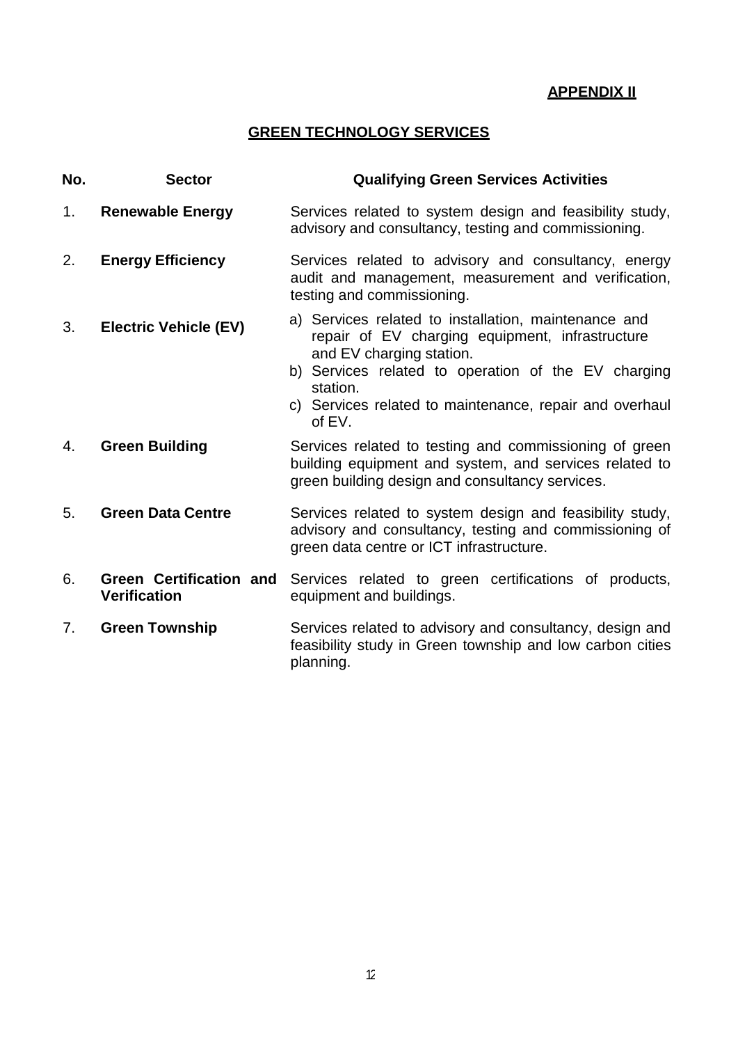**APPENDIX II**

## GREEN TECHNOLOGY SERVICES

| No. | Sector | Qualifying Green Services Activities |
|---|---|---|
| 1. | **Renewable Energy** | Services related to system design and feasibility study, advisory and consultancy, testing and commissioning. |
| 2. | **Energy Efficiency** | Services related to advisory and consultancy, energy audit and management, measurement and verification, testing and commissioning. |
| 3. | **Electric Vehicle (EV)** | a) Services related to installation, maintenance and repair of EV charging equipment, infrastructure and EV charging station.<br>b) Services related to operation of the EV charging station.<br>c) Services related to maintenance, repair and overhaul of EV. |
| 4. | **Green Building** | Services related to testing and commissioning of green building equipment and system, and services related to green building design and consultancy services. |
| 5. | **Green Data Centre** | Services related to system design and feasibility study, advisory and consultancy, testing and commissioning of green data centre or ICT infrastructure. |
| 6. | **Green Certification and Verification** | Services related to green certifications of products, equipment and buildings. |
| 7. | **Green Township** | Services related to advisory and consultancy, design and feasibility study in Green township and low carbon cities planning. |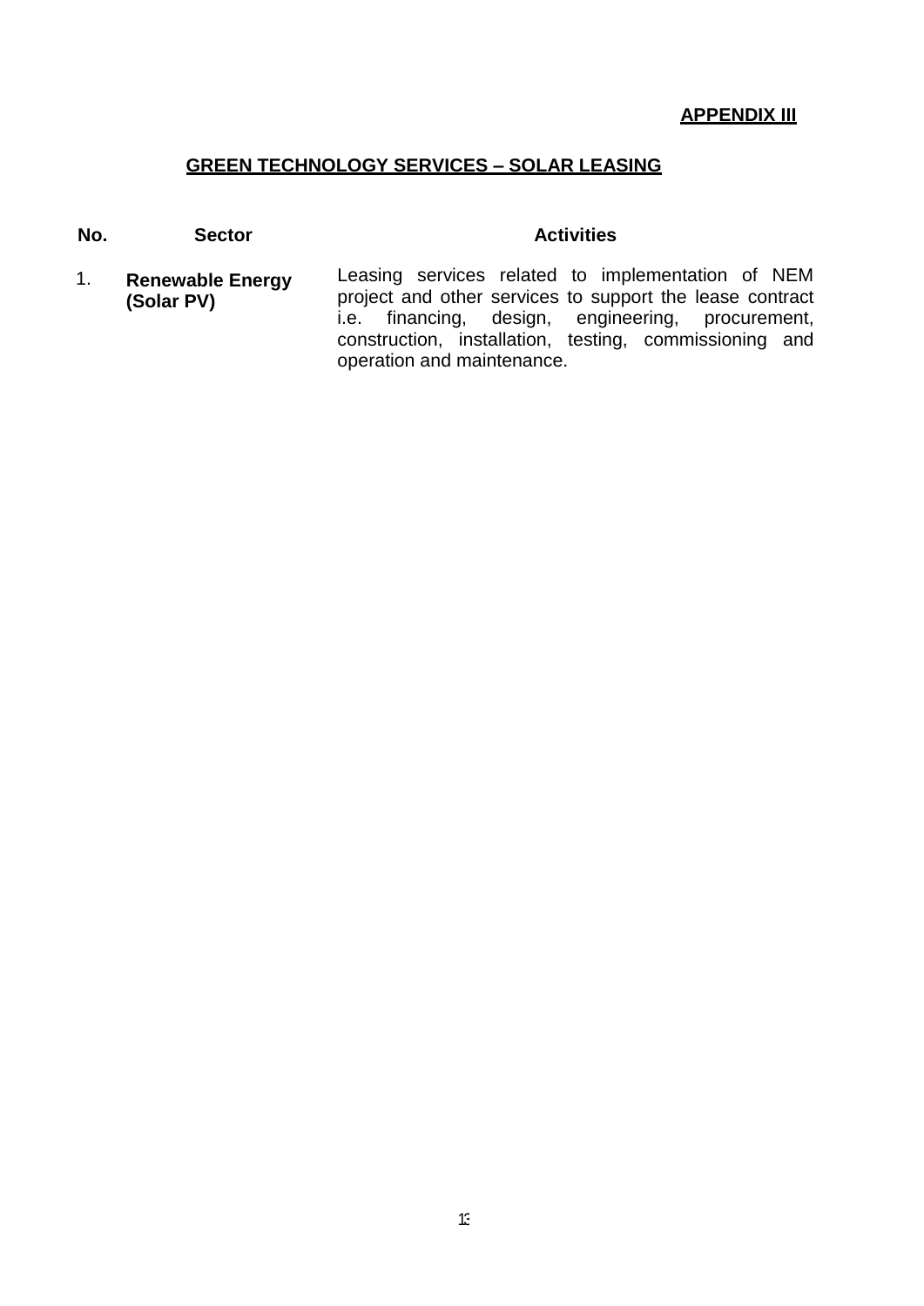**APPENDIX III**

## GREEN TECHNOLOGY SERVICES – SOLAR LEASING

| No. | Sector | Activities |
|---|---|---|
| 1. | **Renewable Energy (Solar PV)** | Leasing services related to implementation of NEM project and other services to support the lease contract i.e. financing, design, engineering, procurement, construction, installation, testing, commissioning and operation and maintenance. |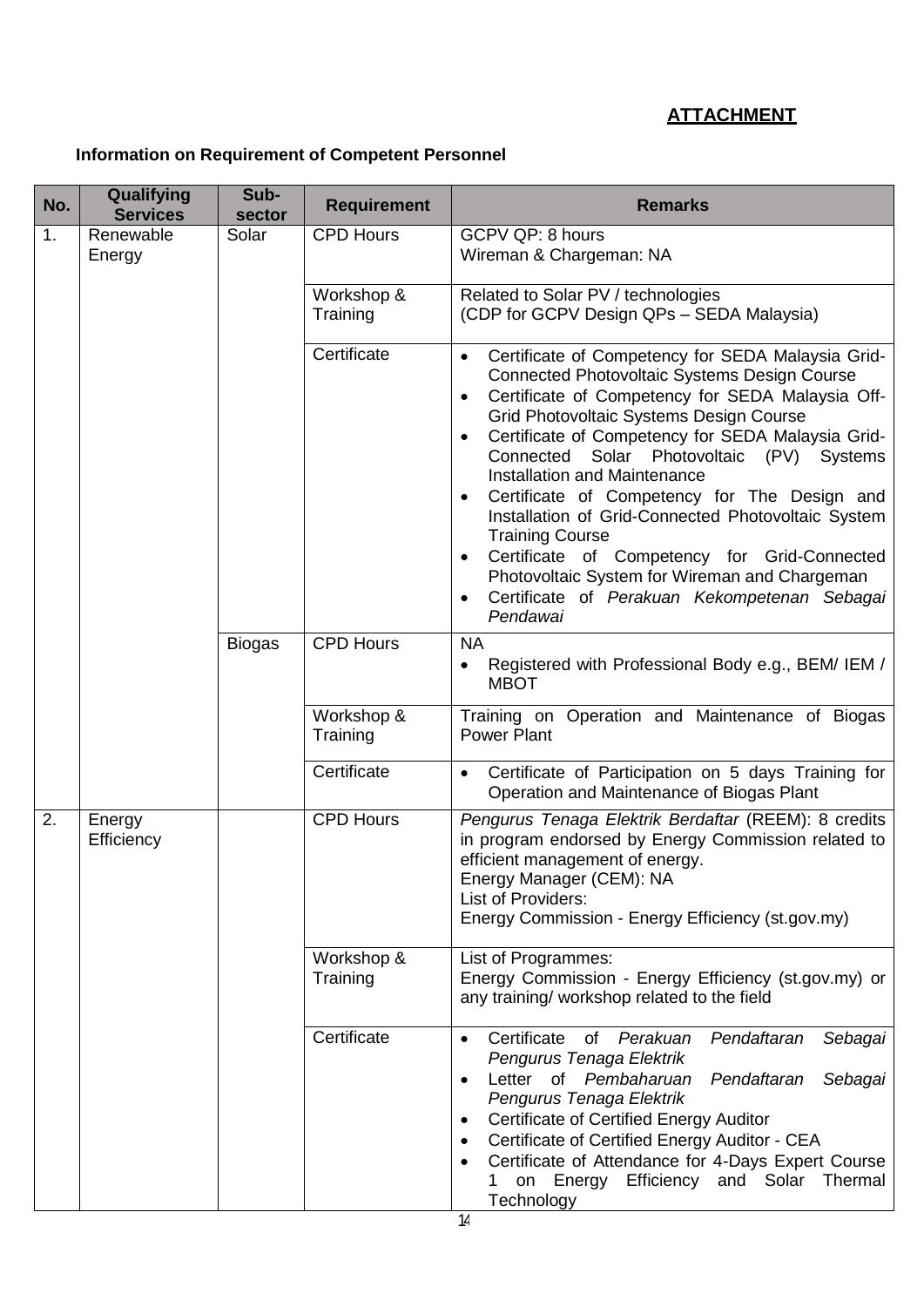**ATTACHMENT**

**Information on Requirement of Competent Personnel**

| No. | Qualifying Services | Sub-sector | Requirement | Remarks |
|---|---|---|---|---|
| 1. | Renewable Energy | Solar | CPD Hours | GCPV QP: 8 hours<br>Wireman & Chargeman: NA |
| | | | Workshop & Training | Related to Solar PV / technologies<br>(CDP for GCPV Design QPs – SEDA Malaysia) |
| | | | Certificate | • Certificate of Competency for SEDA Malaysia Grid-Connected Photovoltaic Systems Design Course<br>• Certificate of Competency for SEDA Malaysia Off-Grid Photovoltaic Systems Design Course<br>• Certificate of Competency for SEDA Malaysia Grid-Connected Solar Photovoltaic (PV) Systems Installation and Maintenance<br>• Certificate of Competency for The Design and Installation of Grid-Connected Photovoltaic System Training Course<br>• Certificate of Competency for Grid-Connected Photovoltaic System for Wireman and Chargeman<br>• Certificate of *Perakuan Kekompetenan Sebagai Pendawai* |
| | | Biogas | CPD Hours | NA<br>• Registered with Professional Body e.g., BEM/ IEM / MBOT |
| | | | Workshop & Training | Training on Operation and Maintenance of Biogas Power Plant |
| | | | Certificate | • Certificate of Participation on 5 days Training for Operation and Maintenance of Biogas Plant |
| 2. | Energy Efficiency | | CPD Hours | *Pengurus Tenaga Elektrik Berdaftar* (REEM): 8 credits in program endorsed by Energy Commission related to efficient management of energy.<br>Energy Manager (CEM): NA<br>List of Providers:<br>Energy Commission - Energy Efficiency (st.gov.my) |
| | | | Workshop & Training | List of Programmes:<br>Energy Commission - Energy Efficiency (st.gov.my) or any training/ workshop related to the field |
| | | | Certificate | • Certificate of *Perakuan Pendaftaran Sebagai Pengurus Tenaga Elektrik*<br>• Letter of *Pembaharuan Pendaftaran Sebagai Pengurus Tenaga Elektrik*<br>• Certificate of Certified Energy Auditor<br>• Certificate of Certified Energy Auditor - CEA<br>• Certificate of Attendance for 4-Days Expert Course 1 on Energy Efficiency and Solar Thermal Technology |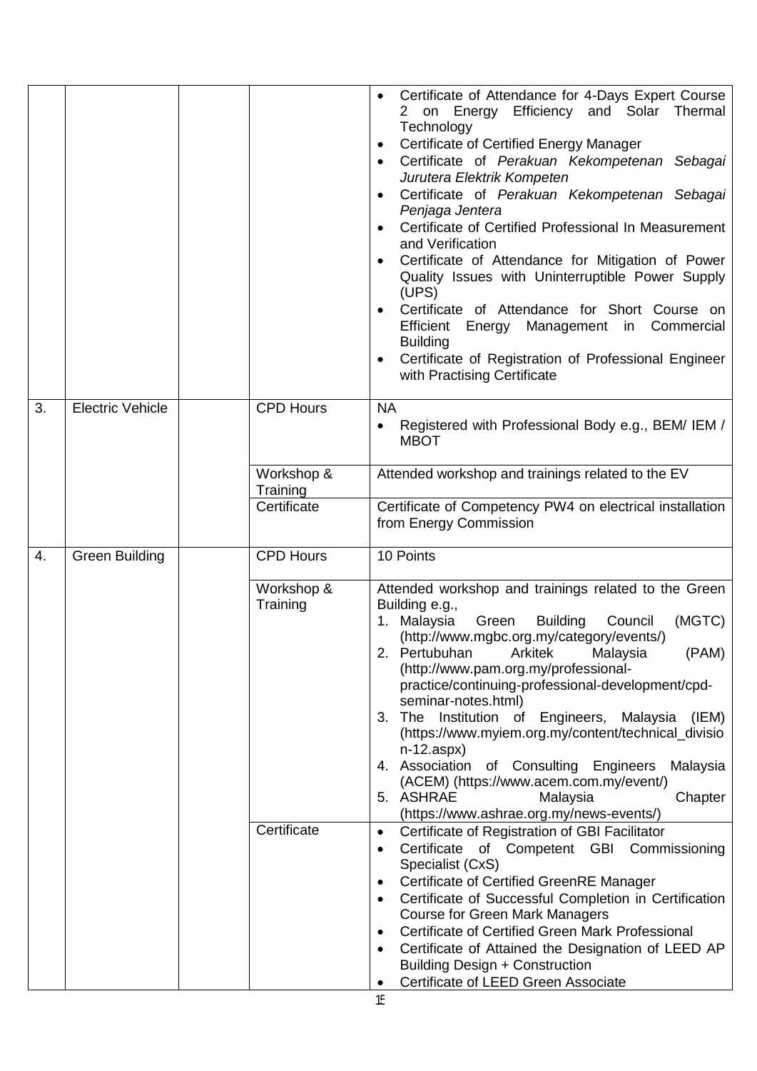| | | | | |
|---|---|---|---|---|
| | | | | • Certificate of Attendance for 4-Days Expert Course 2 on Energy Efficiency and Solar Thermal Technology<br>• Certificate of Certified Energy Manager<br>• Certificate of *Perakuan Kekompetenan Sebagai Jurutera Elektrik Kompeten*<br>• Certificate of *Perakuan Kekompetenan Sebagai Penjaga Jentera*<br>• Certificate of Certified Professional In Measurement and Verification<br>• Certificate of Attendance for Mitigation of Power Quality Issues with Uninterruptible Power Supply (UPS)<br>• Certificate of Attendance for Short Course on Efficient Energy Management in Commercial Building<br>• Certificate of Registration of Professional Engineer with Practising Certificate |
| 3. | Electric Vehicle | | CPD Hours | NA<br>• Registered with Professional Body e.g., BEM/ IEM / MBOT |
| | | | Workshop & Training | Attended workshop and trainings related to the EV |
| | | | Certificate | Certificate of Competency PW4 on electrical installation from Energy Commission |
| 4. | Green Building | | CPD Hours | 10 Points |
| | | | Workshop & Training | Attended workshop and trainings related to the Green Building e.g.,<br>1. Malaysia Green Building Council (MGTC) (http://www.mgbc.org.my/category/events/)<br>2. Pertubuhan Arkitek Malaysia (PAM) (http://www.pam.org.my/professional-practice/continuing-professional-development/cpd-seminar-notes.html)<br>3. The Institution of Engineers, Malaysia (IEM) (https://www.myiem.org.my/content/technical_division-12.aspx)<br>4. Association of Consulting Engineers Malaysia (ACEM) (https://www.acem.com.my/event/)<br>5. ASHRAE Malaysia Chapter (https://www.ashrae.org.my/news-events/) |
| | | | Certificate | • Certificate of Registration of GBI Facilitator<br>• Certificate of Competent GBI Commissioning Specialist (CxS)<br>• Certificate of Certified GreenRE Manager<br>• Certificate of Successful Completion in Certification Course for Green Mark Managers<br>• Certificate of Certified Green Mark Professional<br>• Certificate of Attained the Designation of LEED AP Building Design + Construction<br>• Certificate of LEED Green Associate |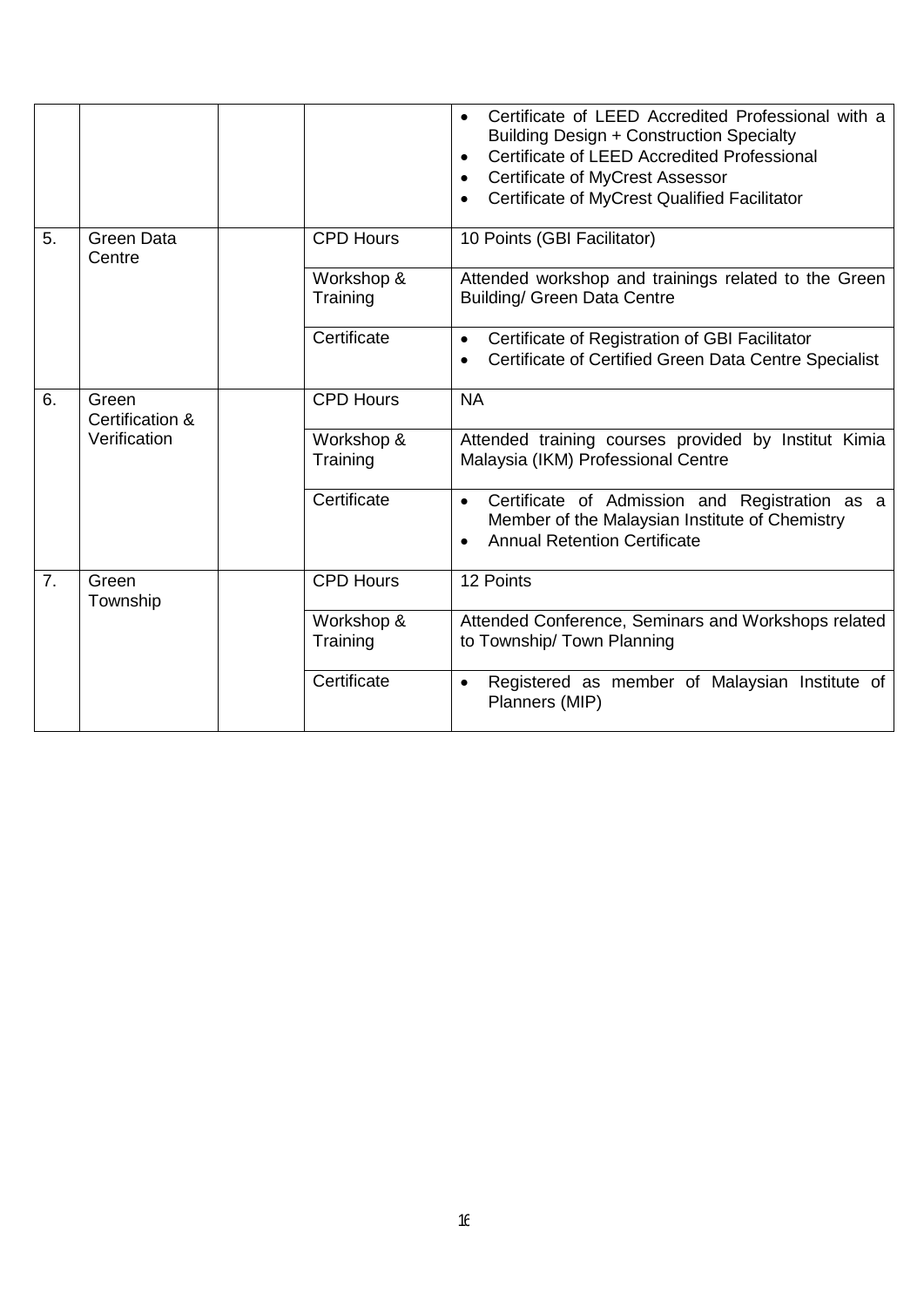| | | | | |
|---|---|---|---|---|
| | | | | • Certificate of LEED Accredited Professional with a Building Design + Construction Specialty<br>• Certificate of LEED Accredited Professional<br>• Certificate of MyCrest Assessor<br>• Certificate of MyCrest Qualified Facilitator |
| 5. | Green Data Centre | | CPD Hours | 10 Points (GBI Facilitator) |
| | | | Workshop & Training | Attended workshop and trainings related to the Green Building/ Green Data Centre |
| | | | Certificate | • Certificate of Registration of GBI Facilitator<br>• Certificate of Certified Green Data Centre Specialist |
| 6. | Green Certification & Verification | | CPD Hours | NA |
| | | | Workshop & Training | Attended training courses provided by Institut Kimia Malaysia (IKM) Professional Centre |
| | | | Certificate | • Certificate of Admission and Registration as a Member of the Malaysian Institute of Chemistry<br>• Annual Retention Certificate |
| 7. | Green Township | | CPD Hours | 12 Points |
| | | | Workshop & Training | Attended Conference, Seminars and Workshops related to Township/ Town Planning |
| | | | Certificate | • Registered as member of Malaysian Institute of Planners (MIP) |